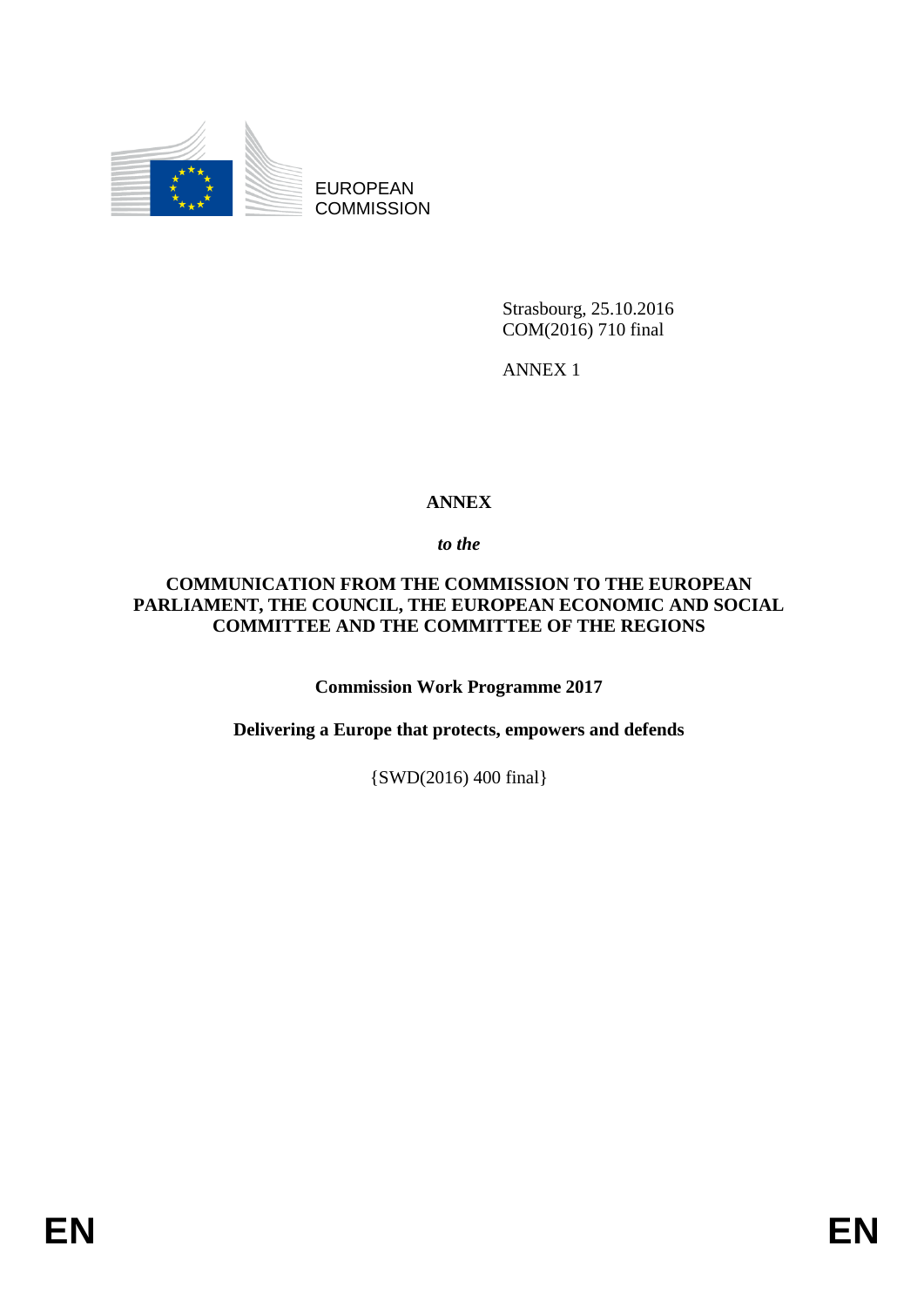EUROPEAN COMMISSION

Strasbourg, 25.10.2016
COM(2016) 710 final

ANNEX 1

# ANNEX

***to the***

**COMMUNICATION FROM THE COMMISSION TO THE EUROPEAN PARLIAMENT, THE COUNCIL, THE EUROPEAN ECONOMIC AND SOCIAL COMMITTEE AND THE COMMITTEE OF THE REGIONS**

**Commission Work Programme 2017**

**Delivering a Europe that protects, empowers and defends**

{SWD(2016) 400 final}

EN EN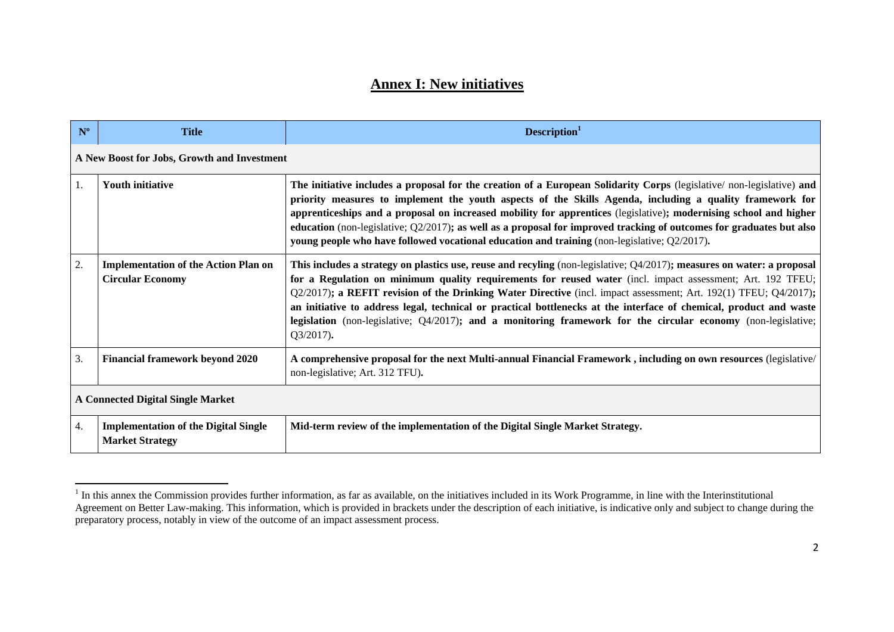## Annex I: New initiatives

| Nº | Title | Description[1] |
|---|---|---|
| **A New Boost for Jobs, Growth and Investment** | | |
| 1. | **Youth initiative** | **The initiative includes a proposal for the creation of a European Solidarity Corps** (legislative/ non-legislative) **and priority measures to implement the youth aspects of the Skills Agenda, including a quality framework for apprenticeships and a proposal on increased mobility for apprentices** (legislative)**; modernising school and higher education** (non-legislative; Q2/2017)**; as well as a proposal for improved tracking of outcomes for graduates but also young people who have followed vocational education and training** (non-legislative; Q2/2017)**.** |
| 2. | **Implementation of the Action Plan on Circular Economy** | **This includes a strategy on plastics use, reuse and recyling** (non-legislative; Q4/2017)**; measures on water: a proposal for a Regulation on minimum quality requirements for reused water** (incl. impact assessment; Art. 192 TFEU; Q2/2017)**; a REFIT revision of the Drinking Water Directive** (incl. impact assessment; Art. 192(1) TFEU; Q4/2017)**; an initiative to address legal, technical or practical bottlenecks at the interface of chemical, product and waste legislation** (non-legislative; Q4/2017)**; and a monitoring framework for the circular economy** (non-legislative; Q3/2017)**.** |
| 3. | **Financial framework beyond 2020** | **A comprehensive proposal for the next Multi-annual Financial Framework , including on own resources** (legislative/ non-legislative; Art. 312 TFU)**.** |
| **A Connected Digital Single Market** | | |
| 4. | **Implementation of the Digital Single Market Strategy** | **Mid-term review of the implementation of the Digital Single Market Strategy.** |

[1] In this annex the Commission provides further information, as far as available, on the initiatives included in its Work Programme, in line with the Interinstitutional Agreement on Better Law-making. This information, which is provided in brackets under the description of each initiative, is indicative only and subject to change during the preparatory process, notably in view of the outcome of an impact assessment process.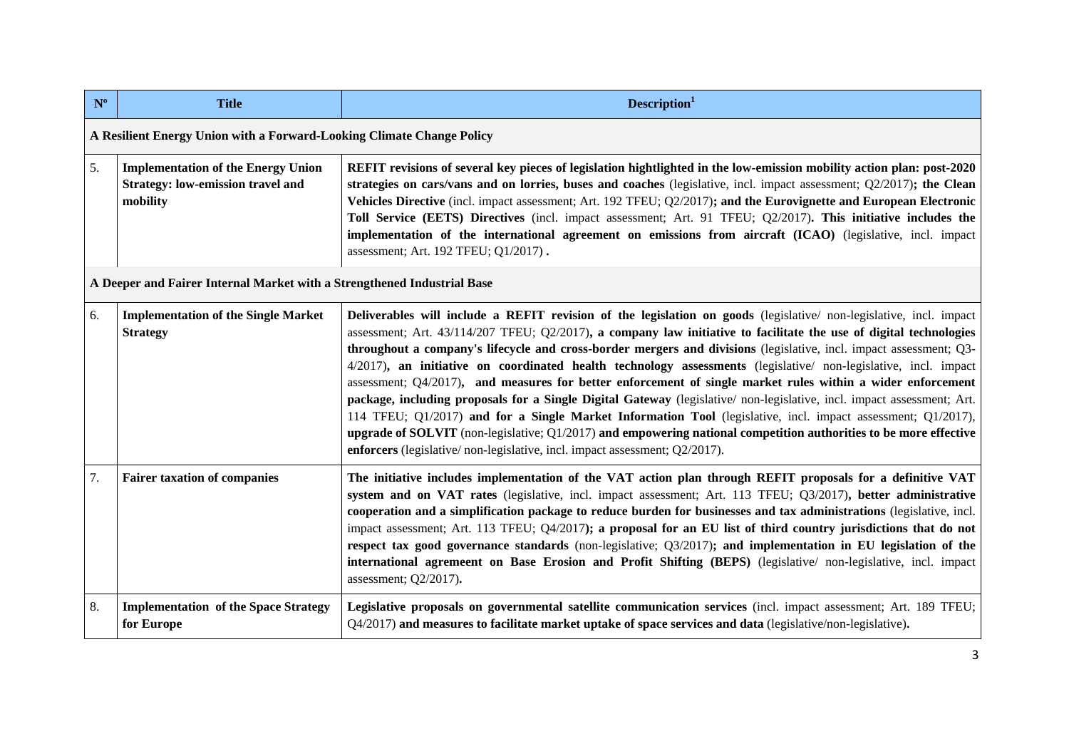| Nº | Title | Description[1] |
|---|---|---|
| **A Resilient Energy Union with a Forward-Looking Climate Change Policy** | | |
| 5. | **Implementation of the Energy Union Strategy: low-emission travel and mobility** | **REFIT revisions of several key pieces of legislation hightlighted in the low-emission mobility action plan: post-2020 strategies on cars/vans and on lorries, buses and coaches** (legislative, incl. impact assessment; Q2/2017)**; the Clean Vehicles Directive** (incl. impact assessment; Art. 192 TFEU; Q2/2017)**; and the Eurovignette and European Electronic Toll Service (EETS) Directives** (incl. impact assessment; Art. 91 TFEU; Q2/2017)**. This initiative includes the implementation of the international agreement on emissions from aircraft (ICAO)** (legislative, incl. impact assessment; Art. 192 TFEU; Q1/2017) **.** |
| **A Deeper and Fairer Internal Market with a Strengthened Industrial Base** | | |
| 6. | **Implementation of the Single Market Strategy** | **Deliverables will include a REFIT revision of the legislation on goods** (legislative/ non-legislative, incl. impact assessment; Art. 43/114/207 TFEU; Q2/2017)**, a company law initiative to facilitate the use of digital technologies throughout a company's lifecycle and cross-border mergers and divisions** (legislative, incl. impact assessment; Q3-4/2017)**, an initiative on coordinated health technology assessments** (legislative/ non-legislative, incl. impact assessment; Q4/2017)**, and measures for better enforcement of single market rules within a wider enforcement package, including proposals for a Single Digital Gateway** (legislative/ non-legislative, incl. impact assessment; Art. 114 TFEU; Q1/2017) **and for a Single Market Information Tool** (legislative, incl. impact assessment; Q1/2017), **upgrade of SOLVIT** (non-legislative; Q1/2017) **and empowering national competition authorities to be more effective enforcers** (legislative/ non-legislative, incl. impact assessment; Q2/2017). |
| 7. | **Fairer taxation of companies** | **The initiative includes implementation of the VAT action plan through REFIT proposals for a definitive VAT system and on VAT rates** (legislative, incl. impact assessment; Art. 113 TFEU; Q3/2017)**, better administrative cooperation and a simplification package to reduce burden for businesses and tax administrations** (legislative, incl. impact assessment; Art. 113 TFEU; Q4/2017)**; a proposal for an EU list of third country jurisdictions that do not respect tax good governance standards** (non-legislative; Q3/2017)**; and implementation in EU legislation of the international agremeent on Base Erosion and Profit Shifting (BEPS)** (legislative/ non-legislative, incl. impact assessment; Q2/2017)**.** |
| 8. | **Implementation of the Space Strategy for Europe** | **Legislative proposals on governmental satellite communication services** (incl. impact assessment; Art. 189 TFEU; Q4/2017) **and measures to facilitate market uptake of space services and data** (legislative/non-legislative)**.** |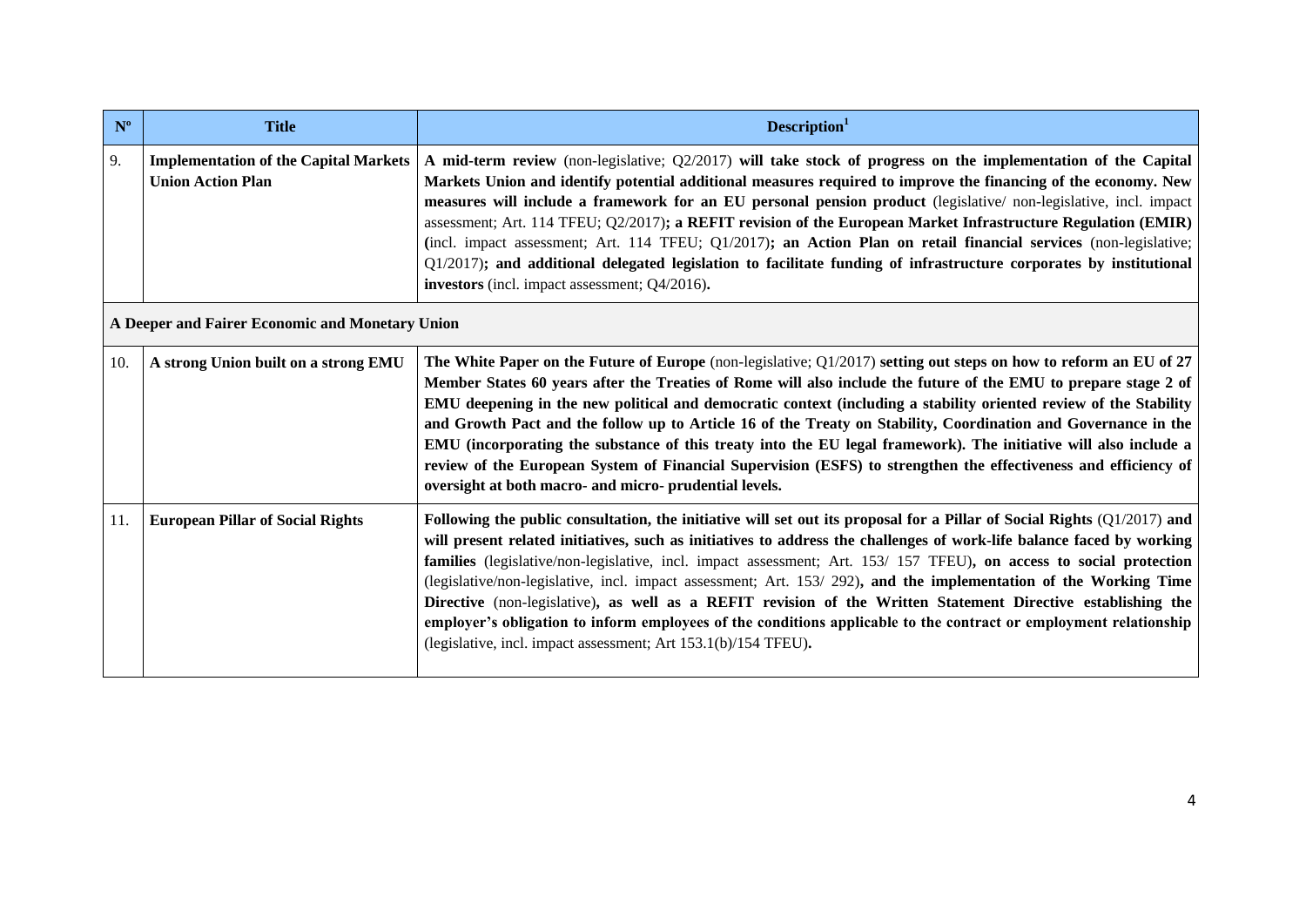| Nº | Title | Description[1] |
|---|---|---|
| 9. | **Implementation of the Capital Markets Union Action Plan** | **A mid-term review** (non-legislative; Q2/2017) **will take stock of progress on the implementation of the Capital Markets Union and identify potential additional measures required to improve the financing of the economy. New measures will include a framework for an EU personal pension product** (legislative/ non-legislative, incl. impact assessment; Art. 114 TFEU; Q2/2017)**; a REFIT revision of the European Market Infrastructure Regulation (EMIR) (**incl. impact assessment; Art. 114 TFEU; Q1/2017)**; an Action Plan on retail financial services** (non-legislative; Q1/2017)**; and additional delegated legislation to facilitate funding of infrastructure corporates by institutional investors** (incl. impact assessment; Q4/2016)**.** |
| **A Deeper and Fairer Economic and Monetary Union** | | |
| 10. | **A strong Union built on a strong EMU** | **The White Paper on the Future of Europe** (non-legislative; Q1/2017) **setting out steps on how to reform an EU of 27 Member States 60 years after the Treaties of Rome will also include the future of the EMU to prepare stage 2 of EMU deepening in the new political and democratic context (including a stability oriented review of the Stability and Growth Pact and the follow up to Article 16 of the Treaty on Stability, Coordination and Governance in the EMU (incorporating the substance of this treaty into the EU legal framework). The initiative will also include a review of the European System of Financial Supervision (ESFS) to strengthen the effectiveness and efficiency of oversight at both macro- and micro- prudential levels.** |
| 11. | **European Pillar of Social Rights** | **Following the public consultation, the initiative will set out its proposal for a Pillar of Social Rights** (Q1/2017) **and will present related initiatives, such as initiatives to address the challenges of work-life balance faced by working families** (legislative/non-legislative, incl. impact assessment; Art. 153/ 157 TFEU)**, on access to social protection** (legislative/non-legislative, incl. impact assessment; Art. 153/ 292)**, and the implementation of the Working Time Directive** (non-legislative)**, as well as a REFIT revision of the Written Statement Directive establishing the employer's obligation to inform employees of the conditions applicable to the contract or employment relationship** (legislative, incl. impact assessment; Art 153.1(b)/154 TFEU)**.** |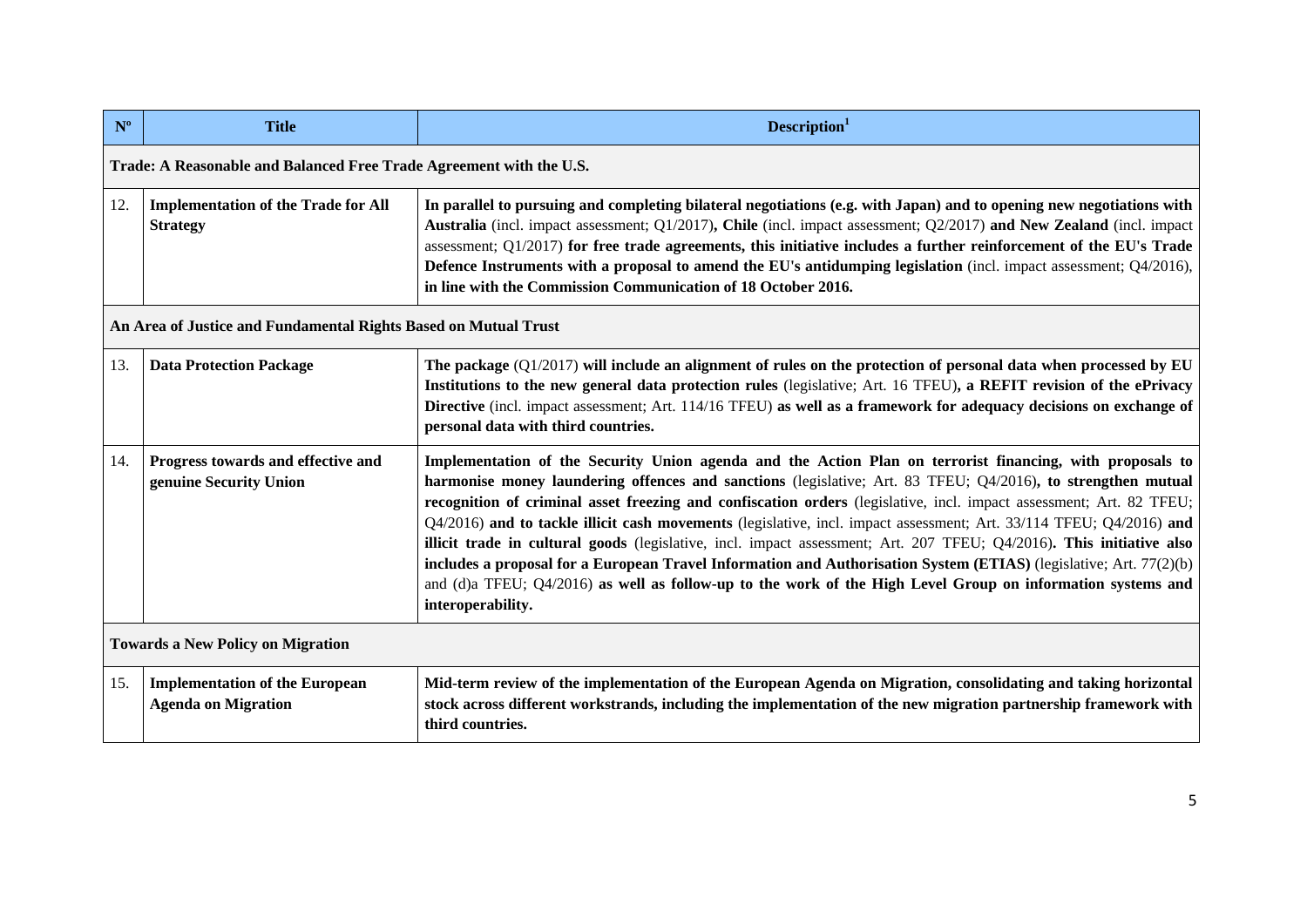| Nº | Title | Description[1] |
|---|---|---|
| **Trade: A Reasonable and Balanced Free Trade Agreement with the U.S.** | | |
| 12. | **Implementation of the Trade for All Strategy** | **In parallel to pursuing and completing bilateral negotiations (e.g. with Japan) and to opening new negotiations with Australia** (incl. impact assessment; Q1/2017)**, Chile** (incl. impact assessment; Q2/2017) **and New Zealand** (incl. impact assessment; Q1/2017) **for free trade agreements, this initiative includes a further reinforcement of the EU's Trade Defence Instruments with a proposal to amend the EU's antidumping legislation** (incl. impact assessment; Q4/2016), **in line with the Commission Communication of 18 October 2016.** |
| **An Area of Justice and Fundamental Rights Based on Mutual Trust** | | |
| 13. | **Data Protection Package** | **The package** (Q1/2017) **will include an alignment of rules on the protection of personal data when processed by EU Institutions to the new general data protection rules** (legislative; Art. 16 TFEU)**, a REFIT revision of the ePrivacy Directive** (incl. impact assessment; Art. 114/16 TFEU) **as well as a framework for adequacy decisions on exchange of personal data with third countries.** |
| 14. | **Progress towards and effective and genuine Security Union** | **Implementation of the Security Union agenda and the Action Plan on terrorist financing, with proposals to harmonise money laundering offences and sanctions** (legislative; Art. 83 TFEU; Q4/2016)**, to strengthen mutual recognition of criminal asset freezing and confiscation orders** (legislative, incl. impact assessment; Art. 82 TFEU; Q4/2016) **and to tackle illicit cash movements** (legislative, incl. impact assessment; Art. 33/114 TFEU; Q4/2016) **and illicit trade in cultural goods** (legislative, incl. impact assessment; Art. 207 TFEU; Q4/2016)**. This initiative also includes a proposal for a European Travel Information and Authorisation System (ETIAS)** (legislative; Art. 77(2)(b) and (d)a TFEU; Q4/2016) **as well as follow-up to the work of the High Level Group on information systems and interoperability.** |
| **Towards a New Policy on Migration** | | |
| 15. | **Implementation of the European Agenda on Migration** | **Mid-term review of the implementation of the European Agenda on Migration, consolidating and taking horizontal stock across different workstrands, including the implementation of the new migration partnership framework with third countries.** |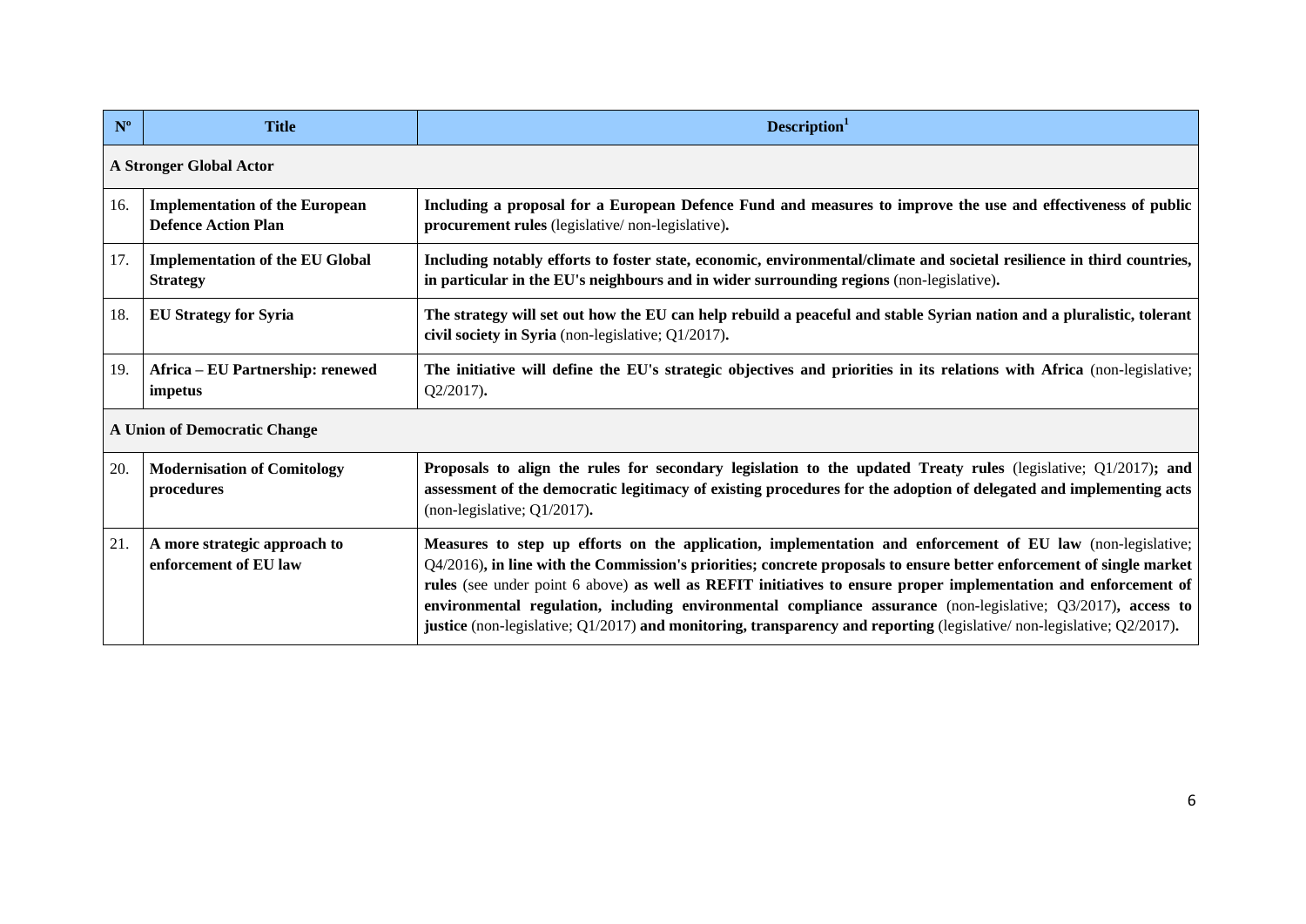| Nº | Title | Description[1] |
|---|---|---|
| **A Stronger Global Actor** | | |
| 16. | **Implementation of the European Defence Action Plan** | **Including a proposal for a European Defence Fund and measures to improve the use and effectiveness of public procurement rules** (legislative/ non-legislative)**.** |
| 17. | **Implementation of the EU Global Strategy** | **Including notably efforts to foster state, economic, environmental/climate and societal resilience in third countries, in particular in the EU's neighbours and in wider surrounding regions** (non-legislative)**.** |
| 18. | **EU Strategy for Syria** | **The strategy will set out how the EU can help rebuild a peaceful and stable Syrian nation and a pluralistic, tolerant civil society in Syria** (non-legislative; Q1/2017)**.** |
| 19. | **Africa – EU Partnership: renewed impetus** | **The initiative will define the EU's strategic objectives and priorities in its relations with Africa** (non-legislative; Q2/2017)**.** |
| **A Union of Democratic Change** | | |
| 20. | **Modernisation of Comitology procedures** | **Proposals to align the rules for secondary legislation to the updated Treaty rules** (legislative; Q1/2017)**; and assessment of the democratic legitimacy of existing procedures for the adoption of delegated and implementing acts** (non-legislative; Q1/2017)**.** |
| 21. | **A more strategic approach to enforcement of EU law** | **Measures to step up efforts on the application, implementation and enforcement of EU law** (non-legislative; Q4/2016)**, in line with the Commission's priorities; concrete proposals to ensure better enforcement of single market rules** (see under point 6 above) **as well as REFIT initiatives to ensure proper implementation and enforcement of environmental regulation, including environmental compliance assurance** (non-legislative; Q3/2017)**, access to justice** (non-legislative; Q1/2017) **and monitoring, transparency and reporting** (legislative/ non-legislative; Q2/2017)**.** |